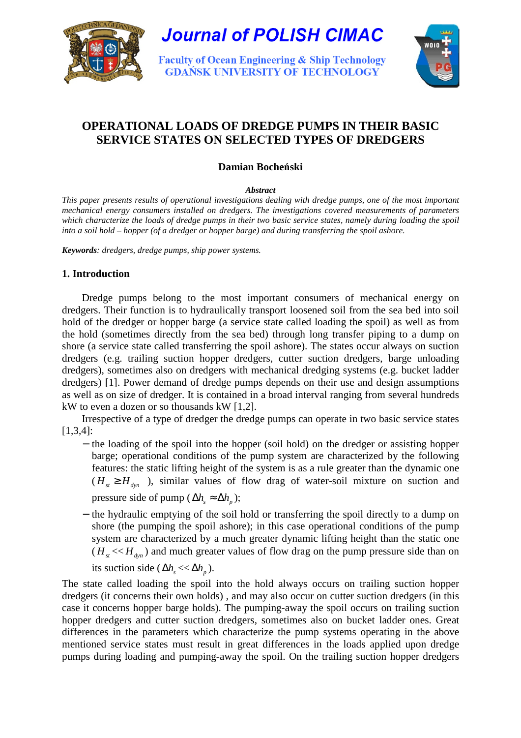Journal of POLISH CIMAC

Faculty of Ocean Engineering & Ship Technology
GDAŃSK UNIVERSITY OF TECHNOLOGY

# OPERATIONAL LOADS OF DREDGE PUMPS IN THEIR BASIC SERVICE STATES ON SELECTED TYPES OF DREDGERS

**Damian Bocheński**

***Abstract***

*This paper presents results of operational investigations dealing with dredge pumps, one of the most important mechanical energy consumers installed on dredgers. The investigations covered measurements of parameters which characterize the loads of dredge pumps in their two basic service states, namely during loading the spoil into a soil hold – hopper (of a dredger or hopper barge) and during transferring the spoil ashore.*

***Keywords****: dredgers, dredge pumps, ship power systems.*

## 1. Introduction

Dredge pumps belong to the most important consumers of mechanical energy on dredgers. Their function is to hydraulically transport loosened soil from the sea bed into soil hold of the dredger or hopper barge (a service state called loading the spoil) as well as from the hold (sometimes directly from the sea bed) through long transfer piping to a dump on shore (a service state called transferring the spoil ashore). The states occur always on suction dredgers (e.g. trailing suction hopper dredgers, cutter suction dredgers, barge unloading dredgers), sometimes also on dredgers with mechanical dredging systems (e.g. bucket ladder dredgers) [1]. Power demand of dredge pumps depends on their use and design assumptions as well as on size of dredger. It is contained in a broad interval ranging from several hundreds kW to even a dozen or so thousands kW [1,2].

Irrespective of a type of dredger the dredge pumps can operate in two basic service states [1,3,4]:

- the loading of the spoil into the hopper (soil hold) on the dredger or assisting hopper barge; operational conditions of the pump system are characterized by the following features: the static lifting height of the system is as a rule greater than the dynamic one ($H_{st} \geq H_{dyn}$), similar values of flow drag of water-soil mixture on suction and pressure side of pump ($\Delta h_s \approx \Delta h_p$);
- the hydraulic emptying of the soil hold or transferring the spoil directly to a dump on shore (the pumping the spoil ashore); in this case operational conditions of the pump system are characterized by a much greater dynamic lifting height than the static one ($H_{st} << H_{dyn}$) and much greater values of flow drag on the pump pressure side than on its suction side ($\Delta h_s << \Delta h_p$).

The state called loading the spoil into the hold always occurs on trailing suction hopper dredgers (it concerns their own holds) , and may also occur on cutter suction dredgers (in this case it concerns hopper barge holds). The pumping-away the spoil occurs on trailing suction hopper dredgers and cutter suction dredgers, sometimes also on bucket ladder ones. Great differences in the parameters which characterize the pump systems operating in the above mentioned service states must result in great differences in the loads applied upon dredge pumps during loading and pumping-away the spoil. On the trailing suction hopper dredgers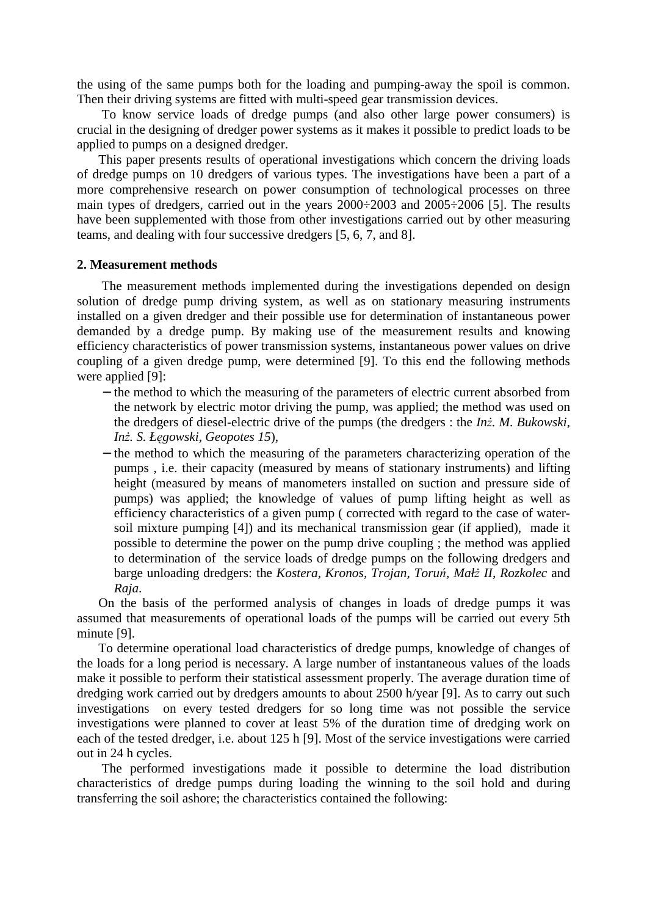the using of the same pumps both for the loading and pumping-away the spoil is common. Then their driving systems are fitted with multi-speed gear transmission devices.

To know service loads of dredge pumps (and also other large power consumers) is crucial in the designing of dredger power systems as it makes it possible to predict loads to be applied to pumps on a designed dredger.

This paper presents results of operational investigations which concern the driving loads of dredge pumps on 10 dredgers of various types. The investigations have been a part of a more comprehensive research on power consumption of technological processes on three main types of dredgers, carried out in the years 2000÷2003 and 2005÷2006 [5]. The results have been supplemented with those from other investigations carried out by other measuring teams, and dealing with four successive dredgers [5, 6, 7, and 8].

## 2. Measurement methods

The measurement methods implemented during the investigations depended on design solution of dredge pump driving system, as well as on stationary measuring instruments installed on a given dredger and their possible use for determination of instantaneous power demanded by a dredge pump. By making use of the measurement results and knowing efficiency characteristics of power transmission systems, instantaneous power values on drive coupling of a given dredge pump, were determined [9]. To this end the following methods were applied [9]:

- the method to which the measuring of the parameters of electric current absorbed from the network by electric motor driving the pump, was applied; the method was used on the dredgers of diesel-electric drive of the pumps (the dredgers : the *Inż. M. Bukowski*, *Inż. S. Łęgowski*, *Geopotes 15*),
- the method to which the measuring of the parameters characterizing operation of the pumps , i.e. their capacity (measured by means of stationary instruments) and lifting height (measured by means of manometers installed on suction and pressure side of pumps) was applied; the knowledge of values of pump lifting height as well as efficiency characteristics of a given pump ( corrected with regard to the case of water-soil mixture pumping [4]) and its mechanical transmission gear (if applied), made it possible to determine the power on the pump drive coupling ; the method was applied to determination of the service loads of dredge pumps on the following dredgers and barge unloading dredgers: the *Kostera, Kronos, Trojan, Toruń, Małż II, Rozkolec* and *Raja*.

On the basis of the performed analysis of changes in loads of dredge pumps it was assumed that measurements of operational loads of the pumps will be carried out every 5th minute [9].

To determine operational load characteristics of dredge pumps, knowledge of changes of the loads for a long period is necessary. A large number of instantaneous values of the loads make it possible to perform their statistical assessment properly. The average duration time of dredging work carried out by dredgers amounts to about 2500 h/year [9]. As to carry out such investigations on every tested dredgers for so long time was not possible the service investigations were planned to cover at least 5% of the duration time of dredging work on each of the tested dredger, i.e. about 125 h [9]. Most of the service investigations were carried out in 24 h cycles.

The performed investigations made it possible to determine the load distribution characteristics of dredge pumps during loading the winning to the soil hold and during transferring the soil ashore; the characteristics contained the following: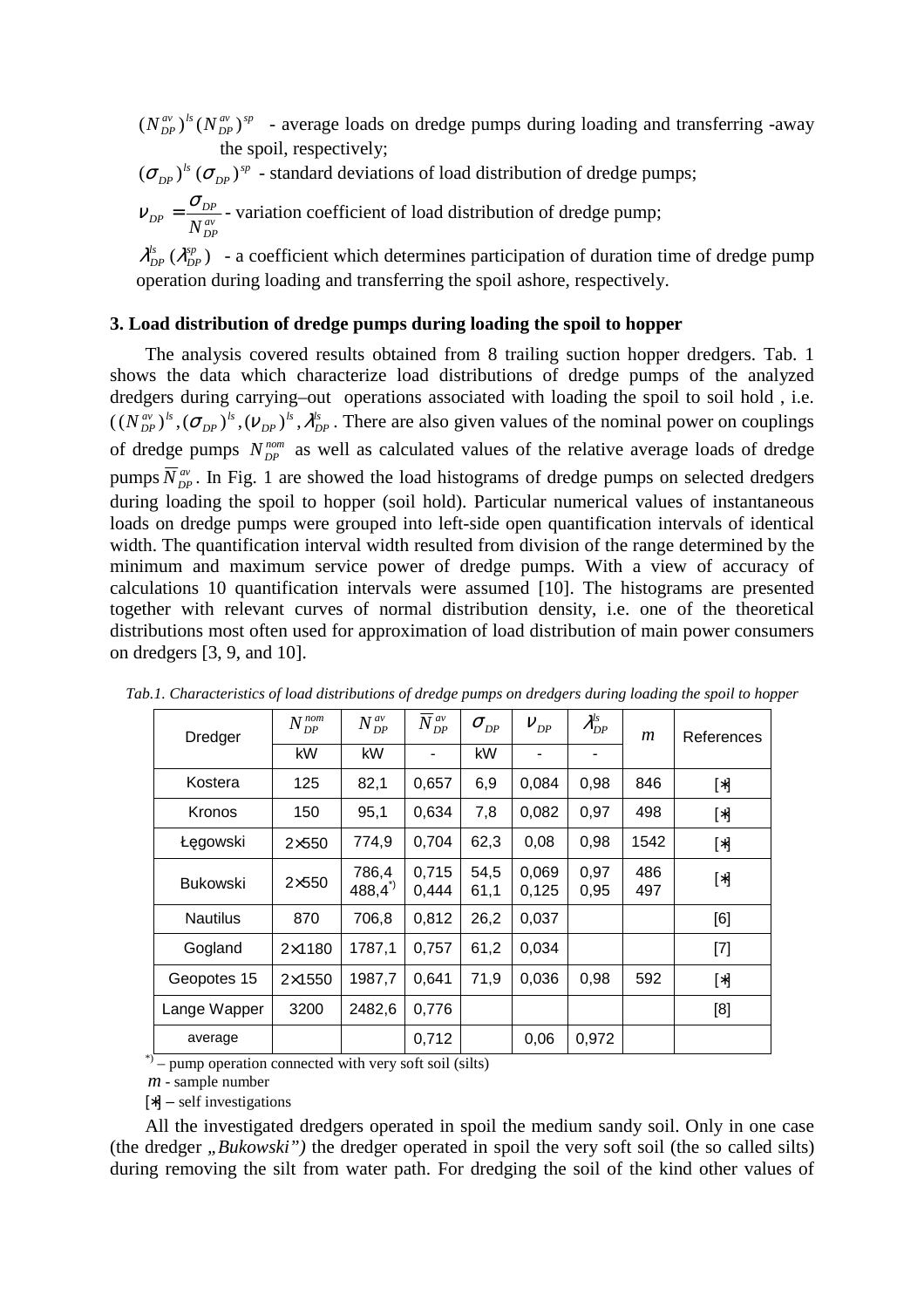$(N_{DP}^{av})^{ls}(N_{DP}^{av})^{sp}$ - average loads on dredge pumps during loading and transferring -away the spoil, respectively;

$(\sigma_{DP})^{ls}(\sigma_{DP})^{sp}$ - standard deviations of load distribution of dredge pumps;

$\nu_{DP} = \dfrac{\sigma_{DP}}{N_{DP}^{av}}$ - variation coefficient of load distribution of dredge pump;

$\lambda_{DP}^{ls}(\lambda_{DP}^{sp})$ - a coefficient which determines participation of duration time of dredge pump operation during loading and transferring the spoil ashore, respectively.

### 3. Load distribution of dredge pumps during loading the spoil to hopper

The analysis covered results obtained from 8 trailing suction hopper dredgers. Tab. 1 shows the data which characterize load distributions of dredge pumps of the analyzed dredgers during carrying–out operations associated with loading the spoil to soil hold , i.e. $((N_{DP}^{av})^{ls}, (\sigma_{DP})^{ls}, (\nu_{DP})^{ls}, \lambda_{DP}^{ls}$. There are also given values of the nominal power on couplings of dredge pumps $N_{DP}^{nom}$ as well as calculated values of the relative average loads of dredge pumps $\overline{N}_{DP}^{av}$. In Fig. 1 are showed the load histograms of dredge pumps on selected dredgers during loading the spoil to hopper (soil hold). Particular numerical values of instantaneous loads on dredge pumps were grouped into left-side open quantification intervals of identical width. The quantification interval width resulted from division of the range determined by the minimum and maximum service power of dredge pumps. With a view of accuracy of calculations 10 quantification intervals were assumed [10]. The histograms are presented together with relevant curves of normal distribution density, i.e. one of the theoretical distributions most often used for approximation of load distribution of main power consumers on dredgers [3, 9, and 10].

*Tab.1. Characteristics of load distributions of dredge pumps on dredgers during loading the spoil to hopper*

| Dredger | $N_{DP}^{nom}$ | $N_{DP}^{av}$ | $\overline{N}_{DP}^{av}$ | $\sigma_{DP}$ | $\nu_{DP}$ | $\lambda_{DP}^{ls}$ | $m$ | References |
|---|---|---|---|---|---|---|---|---|
| | kW | kW | - | kW | - | - | | |
| Kostera | 125 | 82,1 | 0,657 | 6,9 | 0,084 | 0,98 | 846 | [∗] |
| Kronos | 150 | 95,1 | 0,634 | 7,8 | 0,082 | 0,97 | 498 | [∗] |
| Łęgowski | 2×550 | 774,9 | 0,704 | 62,3 | 0,08 | 0,98 | 1542 | [∗] |
| Bukowski | 2×550 | 786,4<br>488,4*) | 0,715<br>0,444 | 54,5<br>61,1 | 0,069<br>0,125 | 0,97<br>0,95 | 486<br>497 | [∗] |
| Nautilus | 870 | 706,8 | 0,812 | 26,2 | 0,037 | | | [6] |
| Gogland | 2×1180 | 1787,1 | 0,757 | 61,2 | 0,034 | | | [7] |
| Geopotes 15 | 2×1550 | 1987,7 | 0,641 | 71,9 | 0,036 | 0,98 | 592 | [∗] |
| Lange Wapper | 3200 | 2482,6 | 0,776 | | | | | [8] |
| average | | | 0,712 | | 0,06 | 0,972 | | |

*) – pump operation connected with very soft soil (silts)

$m$ - sample number

[∗] – self investigations

All the investigated dredgers operated in spoil the medium sandy soil. Only in one case (the dredger *„Bukowski")* the dredger operated in spoil the very soft soil (the so called silts) during removing the silt from water path. For dredging the soil of the kind other values of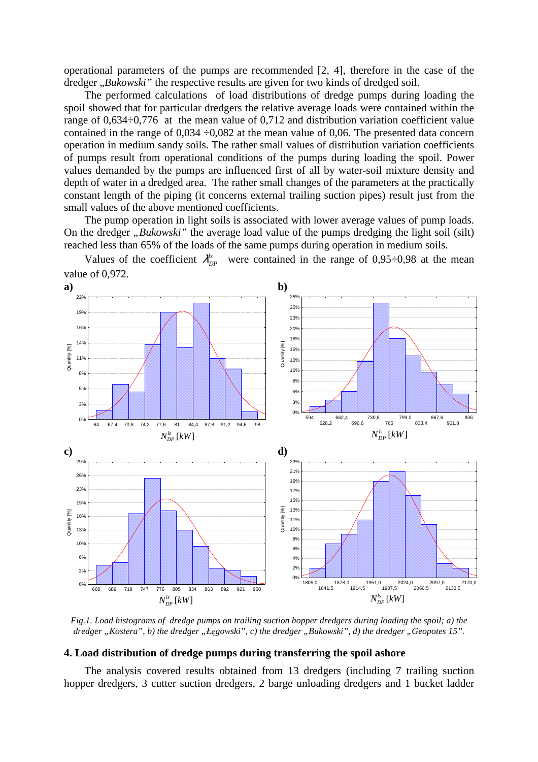operational parameters of the pumps are recommended [2, 4], therefore in the case of the dredger „*Bukowski*" the respective results are given for two kinds of dredged soil.

The performed calculations of load distributions of dredge pumps during loading the spoil showed that for particular dredgers the relative average loads were contained within the range of 0,634÷0,776 at the mean value of 0,712 and distribution variation coefficient value contained in the range of 0,034 ÷0,082 at the mean value of 0,06. The presented data concern operation in medium sandy soils. The rather small values of distribution variation coefficients of pumps result from operational conditions of the pumps during loading the spoil. Power values demanded by the pumps are influenced first of all by water-soil mixture density and depth of water in a dredged area. The rather small changes of the parameters at the practically constant length of the piping (it concerns external trailing suction pipes) result just from the small values of the above mentioned coefficients.

The pump operation in light soils is associated with lower average values of pump loads. On the dredger „*Bukowski*" the average load value of the pumps dredging the light soil (silt) reached less than 65% of the loads of the same pumps during operation in medium soils.

Values of the coefficient $\lambda_{DP}^{ls}$ were contained in the range of 0,95÷0,98 at the mean value of 0,972.

*Fig.1. Load histograms of dredge pumps on trailing suction hopper dredgers during loading the spoil; a) the dredger „Kostera", b) the dredger „Łegowski", c) the dredger „Bukowski", d) the dredger „Geopotes 15".*

## 4. Load distribution of dredge pumps during transferring the spoil ashore

The analysis covered results obtained from 13 dredgers (including 7 trailing suction hopper dredgers, 3 cutter suction dredgers, 2 barge unloading dredgers and 1 bucket ladder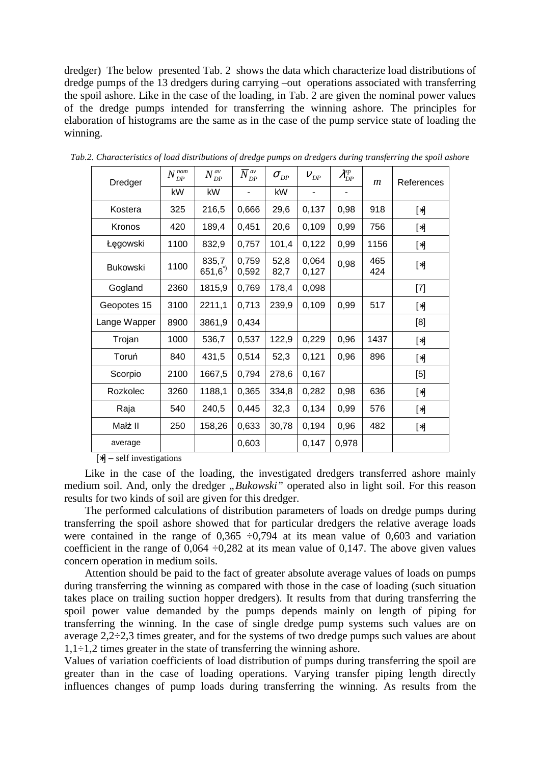dredger) The below presented Tab. 2 shows the data which characterize load distributions of dredge pumps of the 13 dredgers during carrying –out operations associated with transferring the spoil ashore. Like in the case of the loading, in Tab. 2 are given the nominal power values of the dredge pumps intended for transferring the winning ashore. The principles for elaboration of histograms are the same as in the case of the pump service state of loading the winning.

*Tab.2. Characteristics of load distributions of dredge pumps on dredgers during transferring the spoil ashore*

| Dredger | $N_{DP}^{nom}$ | $N_{DP}^{av}$ | $\overline{N}_{DP}^{av}$ | $\sigma_{DP}$ | $\nu_{DP}$ | $\lambda_{DP}^{sp}$ | $m$ | References |
|---|---|---|---|---|---|---|---|---|
| | kW | kW | - | kW | - | - | | |
| Kostera | 325 | 216,5 | 0,666 | 29,6 | 0,137 | 0,98 | 918 | [*] |
| Kronos | 420 | 189,4 | 0,451 | 20,6 | 0,109 | 0,99 | 756 | [*] |
| Łęgowski | 1100 | 832,9 | 0,757 | 101,4 | 0,122 | 0,99 | 1156 | [*] |
| Bukowski | 1100 | 835,7<br>651,6*) | 0,759<br>0,592 | 52,8<br>82,7 | 0,064<br>0,127 | 0,98 | 465<br>424 | [*] |
| Gogland | 2360 | 1815,9 | 0,769 | 178,4 | 0,098 | | | [7] |
| Geopotes 15 | 3100 | 2211,1 | 0,713 | 239,9 | 0,109 | 0,99 | 517 | [*] |
| Lange Wapper | 8900 | 3861,9 | 0,434 | | | | | [8] |
| Trojan | 1000 | 536,7 | 0,537 | 122,9 | 0,229 | 0,96 | 1437 | [*] |
| Toruń | 840 | 431,5 | 0,514 | 52,3 | 0,121 | 0,96 | 896 | [*] |
| Scorpio | 2100 | 1667,5 | 0,794 | 278,6 | 0,167 | | | [5] |
| Rozkolec | 3260 | 1188,1 | 0,365 | 334,8 | 0,282 | 0,98 | 636 | [*] |
| Raja | 540 | 240,5 | 0,445 | 32,3 | 0,134 | 0,99 | 576 | [*] |
| Małż II | 250 | 158,26 | 0,633 | 30,78 | 0,194 | 0,96 | 482 | [*] |
| average | | | 0,603 | | 0,147 | 0,978 | | |

[*] – self investigations

Like in the case of the loading, the investigated dredgers transferred ashore mainly medium soil. And, only the dredger „*Bukowski"* operated also in light soil. For this reason results for two kinds of soil are given for this dredger.

The performed calculations of distribution parameters of loads on dredge pumps during transferring the spoil ashore showed that for particular dredgers the relative average loads were contained in the range of 0,365 ÷0,794 at its mean value of 0,603 and variation coefficient in the range of 0,064 ÷0,282 at its mean value of 0,147. The above given values concern operation in medium soils.

Attention should be paid to the fact of greater absolute average values of loads on pumps during transferring the winning as compared with those in the case of loading (such situation takes place on trailing suction hopper dredgers). It results from that during transferring the spoil power value demanded by the pumps depends mainly on length of piping for transferring the winning. In the case of single dredge pump systems such values are on average 2,2÷2,3 times greater, and for the systems of two dredge pumps such values are about 1,1÷1,2 times greater in the state of transferring the winning ashore.

Values of variation coefficients of load distribution of pumps during transferring the spoil are greater than in the case of loading operations. Varying transfer piping length directly influences changes of pump loads during transferring the winning. As results from the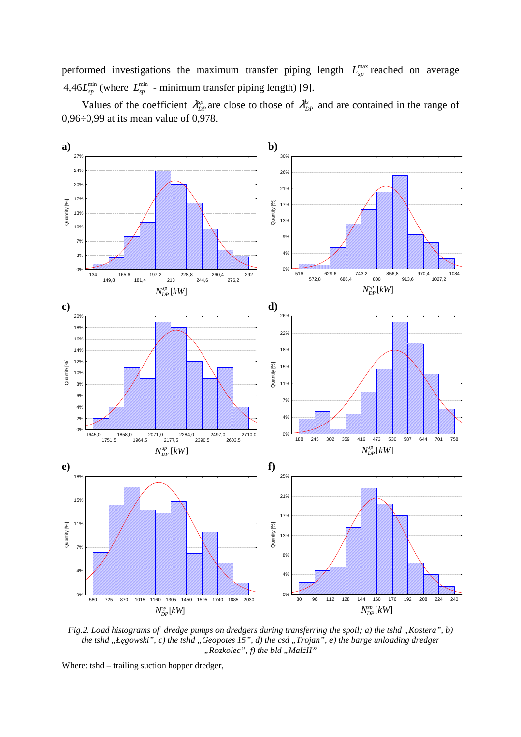performed investigations the maximum transfer piping length $L_{sp}^{\max}$ reached on average $4{,}46L_{sp}^{\min}$ (where $L_{sp}^{\min}$ - minimum transfer piping length) [9].

Values of the coefficient $\lambda_{DP}^{sp}$ are close to those of $\lambda_{DP}^{ls}$ and are contained in the range of 0,96÷0,99 at its mean value of 0,978.

*Fig.2. Load histograms of dredge pumps on dredgers during transferring the spoil; a) the tshd „Kostera", b) the tshd „Łęgowski", c) the tshd „Geopotes 15", d) the csd „Trojan", e) the barge unloading dredger „Rozkolec", f) the bld „MałżII"*

Where: tshd – trailing suction hopper dredger,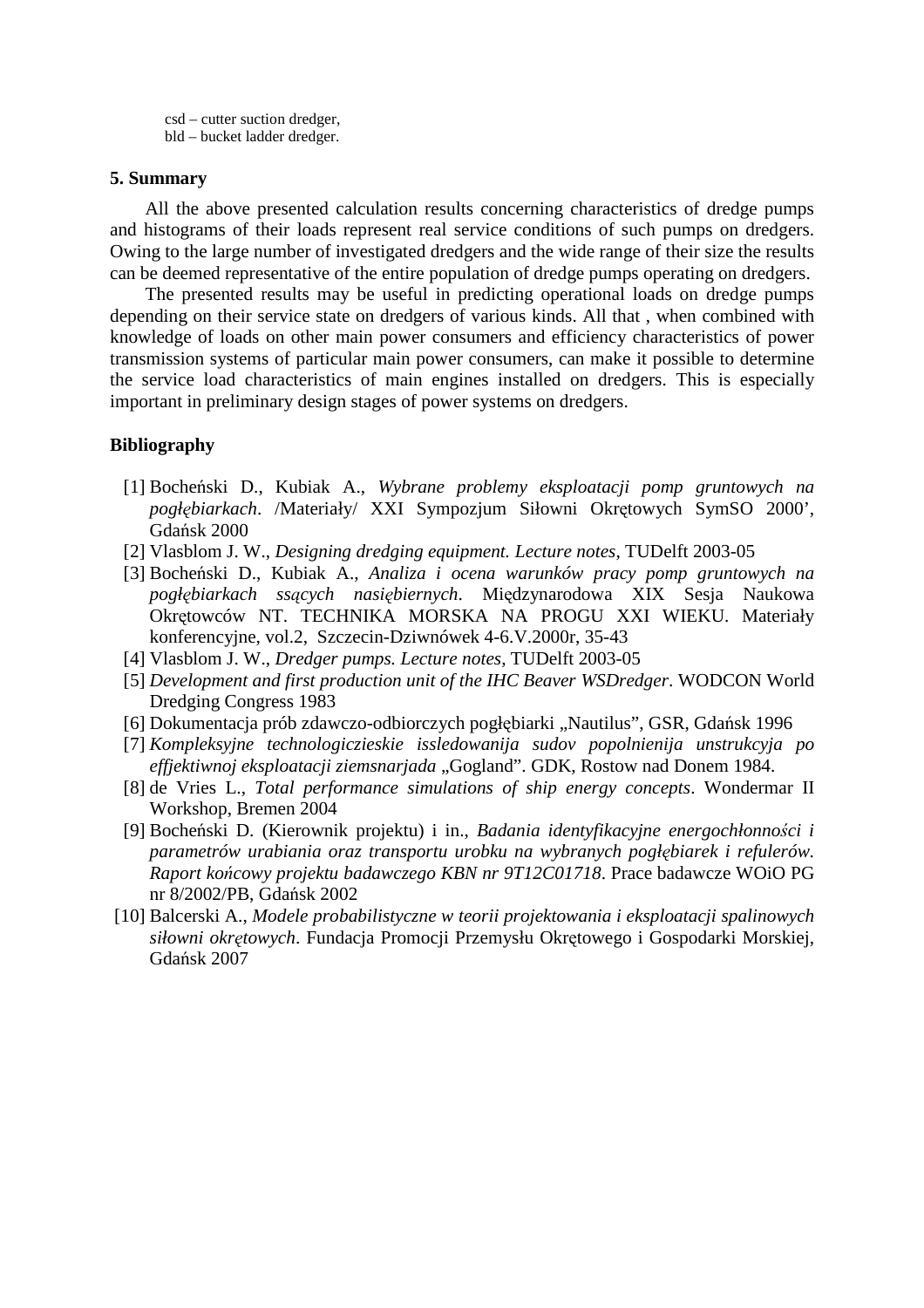csd – cutter suction dredger,
bld – bucket ladder dredger.

## 5. Summary

All the above presented calculation results concerning characteristics of dredge pumps and histograms of their loads represent real service conditions of such pumps on dredgers. Owing to the large number of investigated dredgers and the wide range of their size the results can be deemed representative of the entire population of dredge pumps operating on dredgers.

The presented results may be useful in predicting operational loads on dredge pumps depending on their service state on dredgers of various kinds. All that , when combined with knowledge of loads on other main power consumers and efficiency characteristics of power transmission systems of particular main power consumers, can make it possible to determine the service load characteristics of main engines installed on dredgers. This is especially important in preliminary design stages of power systems on dredgers.

## Bibliography

[1] Bocheński D., Kubiak A., *Wybrane problemy eksploatacji pomp gruntowych na pogłębiarkach*. /Materiały/ XXI Sympozjum Siłowni Okrętowych SymSO 2000', Gdańsk 2000

[2] Vlasblom J. W., *Designing dredging equipment. Lecture notes*, TUDelft 2003-05

[3] Bocheński D., Kubiak A., *Analiza i ocena warunków pracy pomp gruntowych na pogłębiarkach ssących nasiębiernych*. Międzynarodowa XIX Sesja Naukowa Okrętowców NT. TECHNIKA MORSKA NA PROGU XXI WIEKU. Materiały konferencyjne, vol.2, Szczecin-Dziwnówek 4-6.V.2000r, 35-43

[4] Vlasblom J. W., *Dredger pumps. Lecture notes*, TUDelft 2003-05

[5] *Development and first production unit of the IHC Beaver WSDredger*. WODCON World Dredging Congress 1983

[6] Dokumentacja prób zdawczo-odbiorczych pogłębiarki „Nautilus", GSR, Gdańsk 1996

[7] *Kompleksyjne technologiczieskie issledowanija sudov popolnienija unstrukcyja po effjektiwnoj eksploatacji ziemsnarjada* „Gogland". GDK, Rostow nad Donem 1984.

[8] de Vries L., *Total performance simulations of ship energy concepts*. Wondermar II Workshop, Bremen 2004

[9] Bocheński D. (Kierownik projektu) i in., *Badania identyfikacyjne energochłonności i parametrów urabiania oraz transportu urobku na wybranych pogłębiarek i refulerów. Raport końcowy projektu badawczego KBN nr 9T12C01718*. Prace badawcze WOiO PG nr 8/2002/PB, Gdańsk 2002

[10] Balcerski A., *Modele probabilistyczne w teorii projektowania i eksploatacji spalinowych siłowni okrętowych*. Fundacja Promocji Przemysłu Okrętowego i Gospodarki Morskiej, Gdańsk 2007